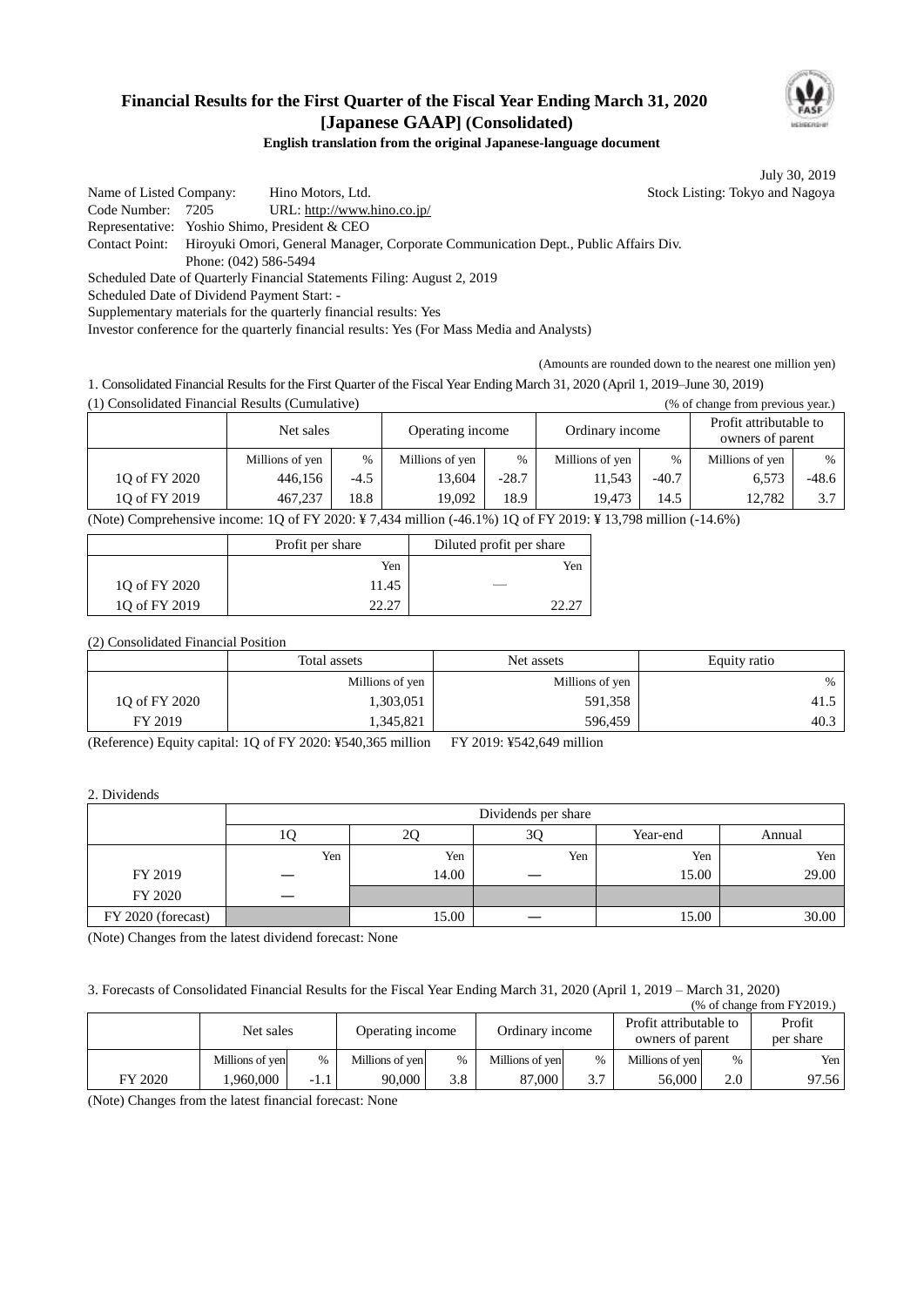# Financial Results for the First Quarter of the Fiscal Year Ending March 31, 2020 [Japanese GAAP] (Consolidated)

**English translation from the original Japanese-language document**

July 30, 2019

Name of Listed Company: Hino Motors, Ltd. Stock Listing: Tokyo and Nagoya
Code Number: 7205 URL: http://www.hino.co.jp/
Representative: Yoshio Shimo, President & CEO
Contact Point: Hiroyuki Omori, General Manager, Corporate Communication Dept., Public Affairs Div.
Phone: (042) 586-5494
Scheduled Date of Quarterly Financial Statements Filing: August 2, 2019
Scheduled Date of Dividend Payment Start: -
Supplementary materials for the quarterly financial results: Yes
Investor conference for the quarterly financial results: Yes (For Mass Media and Analysts)

(Amounts are rounded down to the nearest one million yen)

1. Consolidated Financial Results for the First Quarter of the Fiscal Year Ending March 31, 2020 (April 1, 2019–June 30, 2019)

(1) Consolidated Financial Results (Cumulative) (% of change from previous year.)

| | Net sales | | Operating income | | Ordinary income | | Profit attributable to owners of parent | |
|---|---|---|---|---|---|---|---|---|
| | Millions of yen | % | Millions of yen | % | Millions of yen | % | Millions of yen | % |
| 1Q of FY 2020 | 446,156 | -4.5 | 13,604 | -28.7 | 11,543 | -40.7 | 6,573 | -48.6 |
| 1Q of FY 2019 | 467,237 | 18.8 | 19,092 | 18.9 | 19,473 | 14.5 | 12,782 | 3.7 |

(Note) Comprehensive income: 1Q of FY 2020: ¥ 7,434 million (-46.1%) 1Q of FY 2019: ¥ 13,798 million (-14.6%)

| | Profit per share | Diluted profit per share |
|---|---|---|
| | Yen | Yen |
| 1Q of FY 2020 | 11.45 | — |
| 1Q of FY 2019 | 22.27 | 22.27 |

(2) Consolidated Financial Position

| | Total assets | Net assets | Equity ratio |
|---|---|---|---|
| | Millions of yen | Millions of yen | % |
| 1Q of FY 2020 | 1,303,051 | 591,358 | 41.5 |
| FY 2019 | 1,345,821 | 596,459 | 40.3 |

(Reference) Equity capital: 1Q of FY 2020: ¥540,365 million FY 2019: ¥542,649 million

2. Dividends

| | Dividends per share | | | | |
|---|---|---|---|---|---|
| | 1Q | 2Q | 3Q | Year-end | Annual |
| | Yen | Yen | Yen | Yen | Yen |
| FY 2019 | — | 14.00 | — | 15.00 | 29.00 |
| FY 2020 | — | | | | |
| FY 2020 (forecast) | | 15.00 | — | 15.00 | 30.00 |

(Note) Changes from the latest dividend forecast: None

3. Forecasts of Consolidated Financial Results for the Fiscal Year Ending March 31, 2020 (April 1, 2019 – March 31, 2020)

(% of change from FY2019.)

| | Net sales | | Operating income | | Ordinary income | | Profit attributable to owners of parent | | Profit per share |
|---|---|---|---|---|---|---|---|---|---|
| | Millions of yen | % | Millions of yen | % | Millions of yen | % | Millions of yen | % | Yen |
| FY 2020 | 1,960,000 | -1.1 | 90,000 | 3.8 | 87,000 | 3.7 | 56,000 | 2.0 | 97.56 |

(Note) Changes from the latest financial forecast: None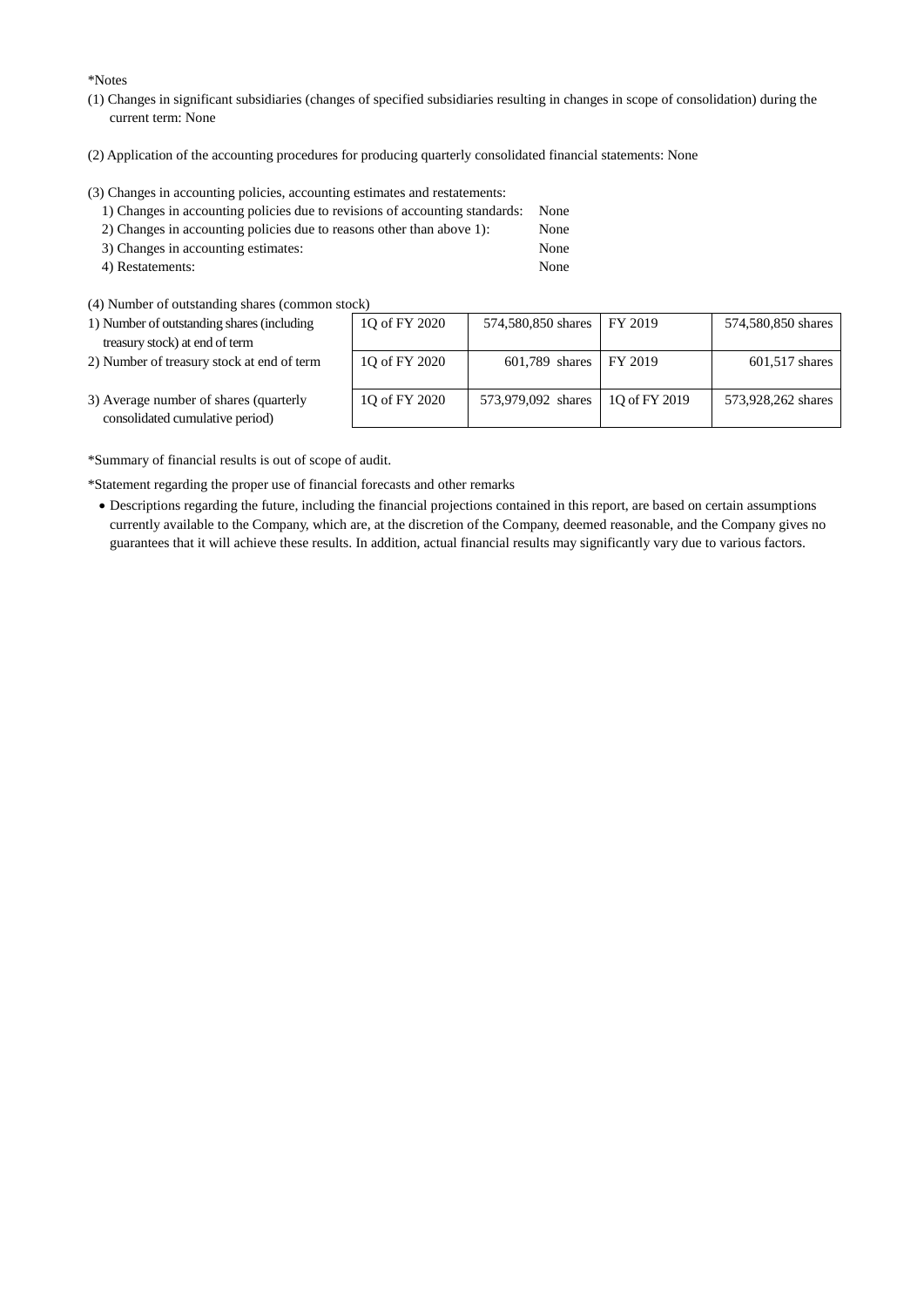*Notes

(1) Changes in significant subsidiaries (changes of specified subsidiaries resulting in changes in scope of consolidation) during the current term: None

(2) Application of the accounting procedures for producing quarterly consolidated financial statements: None

(3) Changes in accounting policies, accounting estimates and restatements:

1) Changes in accounting policies due to revisions of accounting standards: None
2) Changes in accounting policies due to reasons other than above 1): None
3) Changes in accounting estimates: None
4) Restatements: None

(4) Number of outstanding shares (common stock)

| | | | | |
|---|---|---|---|---|
| 1) Number of outstanding shares (including treasury stock) at end of term | 1Q of FY 2020 | 574,580,850 shares | FY 2019 | 574,580,850 shares |
| 2) Number of treasury stock at end of term | 1Q of FY 2020 | 601,789 shares | FY 2019 | 601,517 shares |
| 3) Average number of shares (quarterly consolidated cumulative period) | 1Q of FY 2020 | 573,979,092 shares | 1Q of FY 2019 | 573,928,262 shares |

*Summary of financial results is out of scope of audit.

*Statement regarding the proper use of financial forecasts and other remarks

- Descriptions regarding the future, including the financial projections contained in this report, are based on certain assumptions currently available to the Company, which are, at the discretion of the Company, deemed reasonable, and the Company gives no guarantees that it will achieve these results. In addition, actual financial results may significantly vary due to various factors.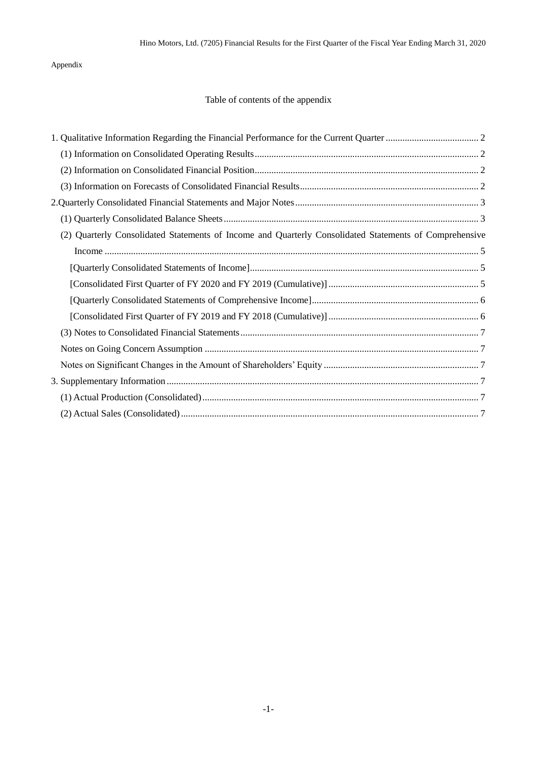Appendix

Table of contents of the appendix

1. Qualitative Information Regarding the Financial Performance for the Current Quarter ....................................... 2
   (1) Information on Consolidated Operating Results ............................................................................................. 2
   (2) Information on Consolidated Financial Position............................................................................................. 2
   (3) Information on Forecasts of Consolidated Financial Results........................................................................... 2
2.Quarterly Consolidated Financial Statements and Major Notes ............................................................................ 3
   (1) Quarterly Consolidated Balance Sheets .......................................................................................................... 3
   (2) Quarterly Consolidated Statements of Income and Quarterly Consolidated Statements of Comprehensive Income ........................................................................................................................................... 5
      [Quarterly Consolidated Statements of Income]............................................................................................... 5
      [Consolidated First Quarter of FY 2020 and FY 2019 (Cumulative)] .............................................................. 5
      [Quarterly Consolidated Statements of Comprehensive Income]..................................................................... 6
      [Consolidated First Quarter of FY 2019 and FY 2018 (Cumulative)] .............................................................. 6
   (3) Notes to Consolidated Financial Statements ................................................................................................... 7
   Notes on Going Concern Assumption .................................................................................................................. 7
   Notes on Significant Changes in the Amount of Shareholders' Equity ................................................................. 7
3. Supplementary Information.................................................................................................................................. 7
   (1) Actual Production (Consolidated).................................................................................................................. 7
   (2) Actual Sales (Consolidated)............................................................................................................................ 7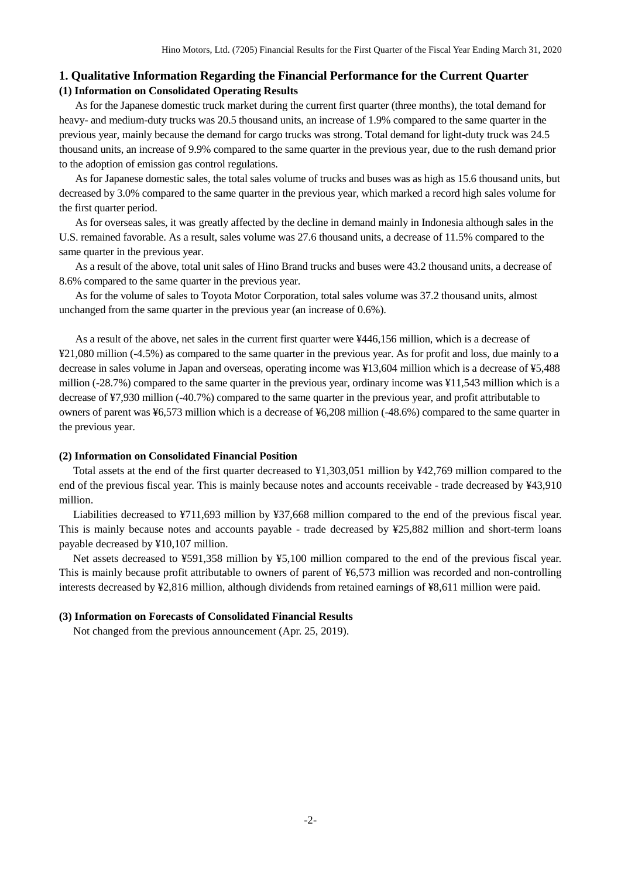## 1. Qualitative Information Regarding the Financial Performance for the Current Quarter

### (1) Information on Consolidated Operating Results

As for the Japanese domestic truck market during the current first quarter (three months), the total demand for heavy- and medium-duty trucks was 20.5 thousand units, an increase of 1.9% compared to the same quarter in the previous year, mainly because the demand for cargo trucks was strong. Total demand for light-duty truck was 24.5 thousand units, an increase of 9.9% compared to the same quarter in the previous year, due to the rush demand prior to the adoption of emission gas control regulations.

As for Japanese domestic sales, the total sales volume of trucks and buses was as high as 15.6 thousand units, but decreased by 3.0% compared to the same quarter in the previous year, which marked a record high sales volume for the first quarter period.

As for overseas sales, it was greatly affected by the decline in demand mainly in Indonesia although sales in the U.S. remained favorable. As a result, sales volume was 27.6 thousand units, a decrease of 11.5% compared to the same quarter in the previous year.

As a result of the above, total unit sales of Hino Brand trucks and buses were 43.2 thousand units, a decrease of 8.6% compared to the same quarter in the previous year.

As for the volume of sales to Toyota Motor Corporation, total sales volume was 37.2 thousand units, almost unchanged from the same quarter in the previous year (an increase of 0.6%).

As a result of the above, net sales in the current first quarter were ¥446,156 million, which is a decrease of ¥21,080 million (-4.5%) as compared to the same quarter in the previous year. As for profit and loss, due mainly to a decrease in sales volume in Japan and overseas, operating income was ¥13,604 million which is a decrease of ¥5,488 million (-28.7%) compared to the same quarter in the previous year, ordinary income was ¥11,543 million which is a decrease of ¥7,930 million (-40.7%) compared to the same quarter in the previous year, and profit attributable to owners of parent was ¥6,573 million which is a decrease of ¥6,208 million (-48.6%) compared to the same quarter in the previous year.

### (2) Information on Consolidated Financial Position

Total assets at the end of the first quarter decreased to ¥1,303,051 million by ¥42,769 million compared to the end of the previous fiscal year. This is mainly because notes and accounts receivable - trade decreased by ¥43,910 million.

Liabilities decreased to ¥711,693 million by ¥37,668 million compared to the end of the previous fiscal year. This is mainly because notes and accounts payable - trade decreased by ¥25,882 million and short-term loans payable decreased by ¥10,107 million.

Net assets decreased to ¥591,358 million by ¥5,100 million compared to the end of the previous fiscal year. This is mainly because profit attributable to owners of parent of ¥6,573 million was recorded and non-controlling interests decreased by ¥2,816 million, although dividends from retained earnings of ¥8,611 million were paid.

### (3) Information on Forecasts of Consolidated Financial Results

Not changed from the previous announcement (Apr. 25, 2019).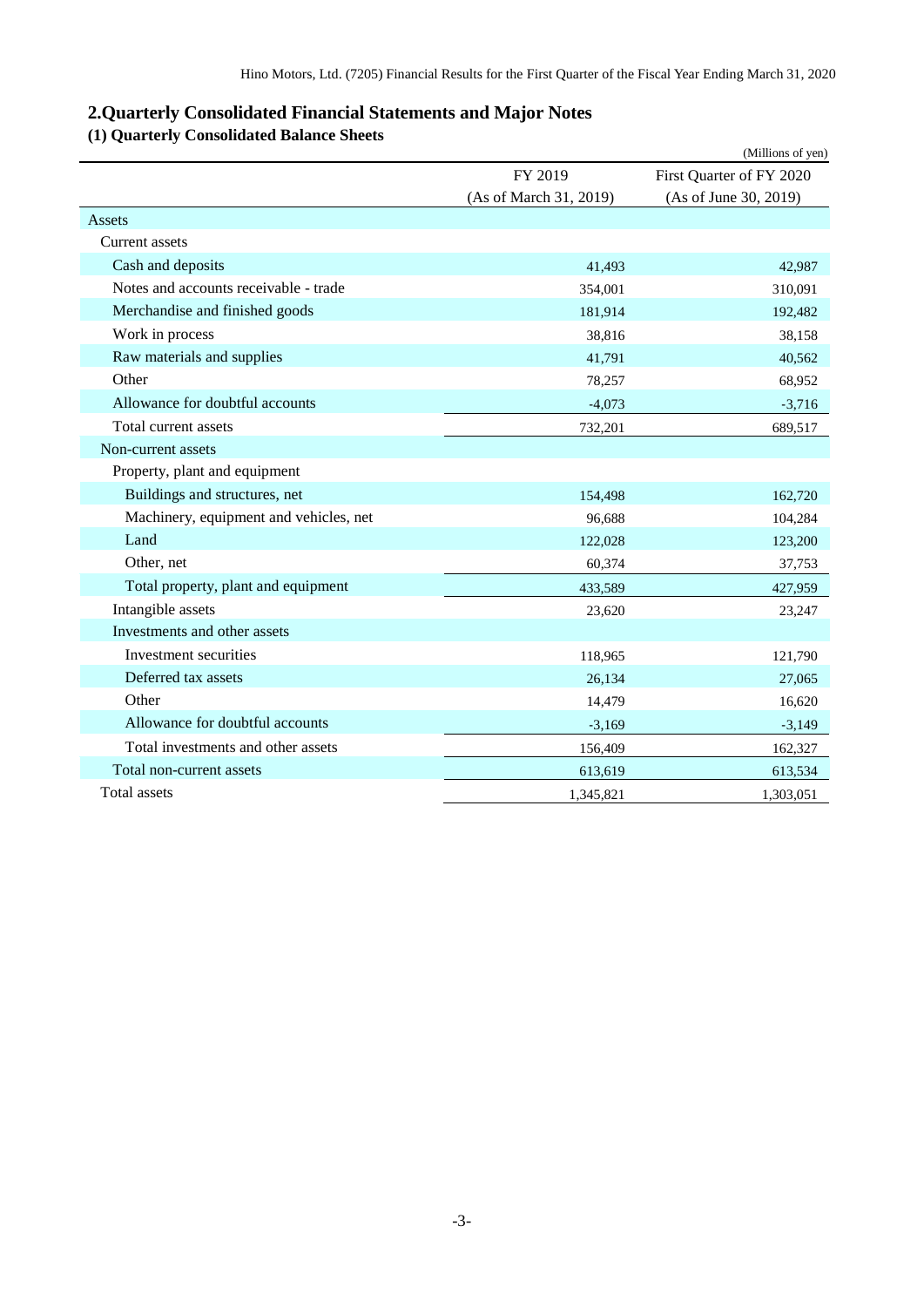## 2.Quarterly Consolidated Financial Statements and Major Notes

### (1) Quarterly Consolidated Balance Sheets

(Millions of yen)

| | FY 2019 (As of March 31, 2019) | First Quarter of FY 2020 (As of June 30, 2019) |
|---|---|---|
| Assets | | |
| Current assets | | |
| Cash and deposits | 41,493 | 42,987 |
| Notes and accounts receivable - trade | 354,001 | 310,091 |
| Merchandise and finished goods | 181,914 | 192,482 |
| Work in process | 38,816 | 38,158 |
| Raw materials and supplies | 41,791 | 40,562 |
| Other | 78,257 | 68,952 |
| Allowance for doubtful accounts | -4,073 | -3,716 |
| Total current assets | 732,201 | 689,517 |
| Non-current assets | | |
| Property, plant and equipment | | |
| Buildings and structures, net | 154,498 | 162,720 |
| Machinery, equipment and vehicles, net | 96,688 | 104,284 |
| Land | 122,028 | 123,200 |
| Other, net | 60,374 | 37,753 |
| Total property, plant and equipment | 433,589 | 427,959 |
| Intangible assets | 23,620 | 23,247 |
| Investments and other assets | | |
| Investment securities | 118,965 | 121,790 |
| Deferred tax assets | 26,134 | 27,065 |
| Other | 14,479 | 16,620 |
| Allowance for doubtful accounts | -3,169 | -3,149 |
| Total investments and other assets | 156,409 | 162,327 |
| Total non-current assets | 613,619 | 613,534 |
| Total assets | 1,345,821 | 1,303,051 |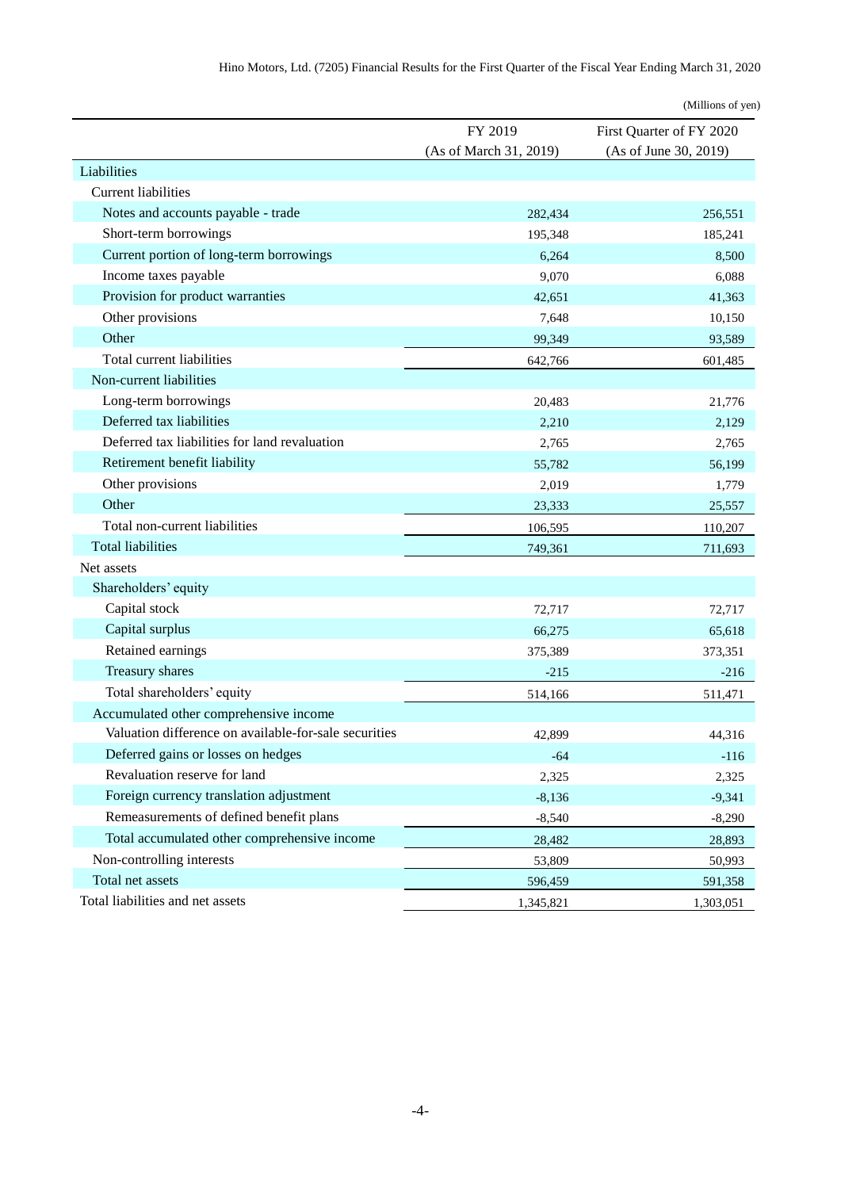(Millions of yen)

| | FY 2019 (As of March 31, 2019) | First Quarter of FY 2020 (As of June 30, 2019) |
|---|---|---|
| Liabilities | | |
| Current liabilities | | |
| Notes and accounts payable - trade | 282,434 | 256,551 |
| Short-term borrowings | 195,348 | 185,241 |
| Current portion of long-term borrowings | 6,264 | 8,500 |
| Income taxes payable | 9,070 | 6,088 |
| Provision for product warranties | 42,651 | 41,363 |
| Other provisions | 7,648 | 10,150 |
| Other | 99,349 | 93,589 |
| Total current liabilities | 642,766 | 601,485 |
| Non-current liabilities | | |
| Long-term borrowings | 20,483 | 21,776 |
| Deferred tax liabilities | 2,210 | 2,129 |
| Deferred tax liabilities for land revaluation | 2,765 | 2,765 |
| Retirement benefit liability | 55,782 | 56,199 |
| Other provisions | 2,019 | 1,779 |
| Other | 23,333 | 25,557 |
| Total non-current liabilities | 106,595 | 110,207 |
| Total liabilities | 749,361 | 711,693 |
| Net assets | | |
| Shareholders' equity | | |
| Capital stock | 72,717 | 72,717 |
| Capital surplus | 66,275 | 65,618 |
| Retained earnings | 375,389 | 373,351 |
| Treasury shares | -215 | -216 |
| Total shareholders' equity | 514,166 | 511,471 |
| Accumulated other comprehensive income | | |
| Valuation difference on available-for-sale securities | 42,899 | 44,316 |
| Deferred gains or losses on hedges | -64 | -116 |
| Revaluation reserve for land | 2,325 | 2,325 |
| Foreign currency translation adjustment | -8,136 | -9,341 |
| Remeasurements of defined benefit plans | -8,540 | -8,290 |
| Total accumulated other comprehensive income | 28,482 | 28,893 |
| Non-controlling interests | 53,809 | 50,993 |
| Total net assets | 596,459 | 591,358 |
| Total liabilities and net assets | 1,345,821 | 1,303,051 |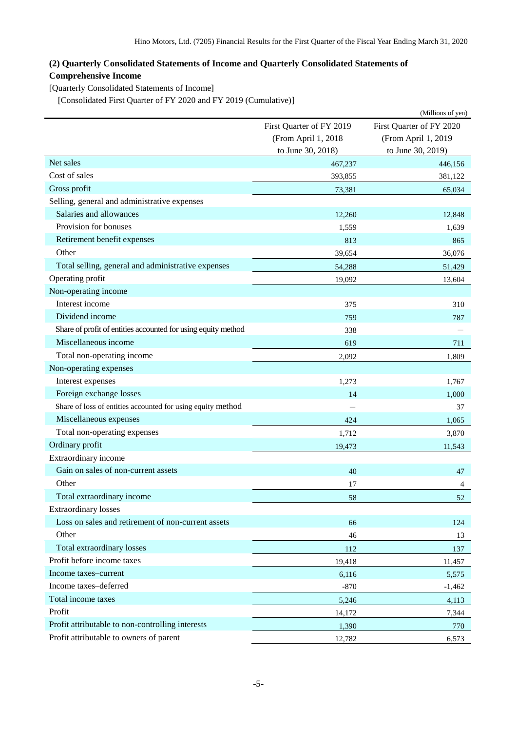### (2) Quarterly Consolidated Statements of Income and Quarterly Consolidated Statements of Comprehensive Income

[Quarterly Consolidated Statements of Income]

[Consolidated First Quarter of FY 2020 and FY 2019 (Cumulative)]

(Millions of yen)

| | First Quarter of FY 2019 (From April 1, 2018 to June 30, 2018) | First Quarter of FY 2020 (From April 1, 2019 to June 30, 2019) |
|---|---|---|
| Net sales | 467,237 | 446,156 |
| Cost of sales | 393,855 | 381,122 |
| Gross profit | 73,381 | 65,034 |
| Selling, general and administrative expenses | | |
| Salaries and allowances | 12,260 | 12,848 |
| Provision for bonuses | 1,559 | 1,639 |
| Retirement benefit expenses | 813 | 865 |
| Other | 39,654 | 36,076 |
| Total selling, general and administrative expenses | 54,288 | 51,429 |
| Operating profit | 19,092 | 13,604 |
| Non-operating income | | |
| Interest income | 375 | 310 |
| Dividend income | 759 | 787 |
| Share of profit of entities accounted for using equity method | 338 | ― |
| Miscellaneous income | 619 | 711 |
| Total non-operating income | 2,092 | 1,809 |
| Non-operating expenses | | |
| Interest expenses | 1,273 | 1,767 |
| Foreign exchange losses | 14 | 1,000 |
| Share of loss of entities accounted for using equity method | ― | 37 |
| Miscellaneous expenses | 424 | 1,065 |
| Total non-operating expenses | 1,712 | 3,870 |
| Ordinary profit | 19,473 | 11,543 |
| Extraordinary income | | |
| Gain on sales of non-current assets | 40 | 47 |
| Other | 17 | 4 |
| Total extraordinary income | 58 | 52 |
| Extraordinary losses | | |
| Loss on sales and retirement of non-current assets | 66 | 124 |
| Other | 46 | 13 |
| Total extraordinary losses | 112 | 137 |
| Profit before income taxes | 19,418 | 11,457 |
| Income taxes–current | 6,116 | 5,575 |
| Income taxes–deferred | -870 | -1,462 |
| Total income taxes | 5,246 | 4,113 |
| Profit | 14,172 | 7,344 |
| Profit attributable to non-controlling interests | 1,390 | 770 |
| Profit attributable to owners of parent | 12,782 | 6,573 |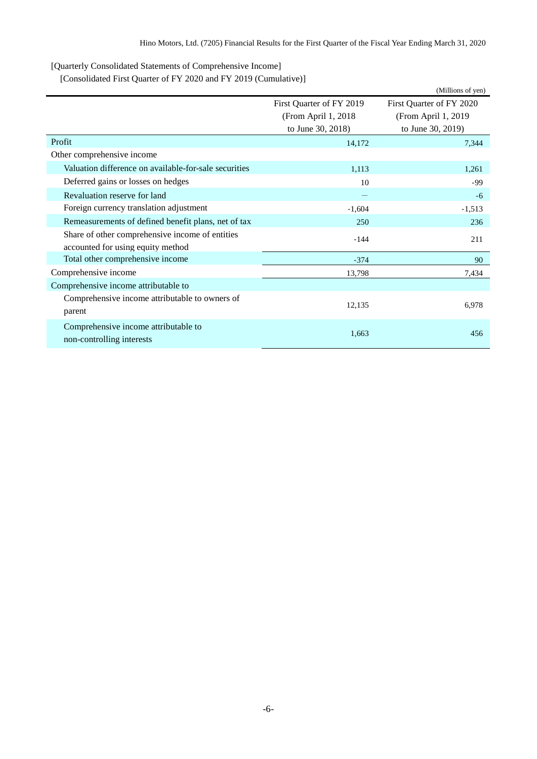[Quarterly Consolidated Statements of Comprehensive Income]

[Consolidated First Quarter of FY 2020 and FY 2019 (Cumulative)]

(Millions of yen)

| | First Quarter of FY 2019 (From April 1, 2018 to June 30, 2018) | First Quarter of FY 2020 (From April 1, 2019 to June 30, 2019) |
|---|---|---|
| Profit | 14,172 | 7,344 |
| Other comprehensive income | | |
| Valuation difference on available-for-sale securities | 1,113 | 1,261 |
| Deferred gains or losses on hedges | 10 | -99 |
| Revaluation reserve for land | ― | -6 |
| Foreign currency translation adjustment | -1,604 | -1,513 |
| Remeasurements of defined benefit plans, net of tax | 250 | 236 |
| Share of other comprehensive income of entities accounted for using equity method | -144 | 211 |
| Total other comprehensive income | -374 | 90 |
| Comprehensive income | 13,798 | 7,434 |
| Comprehensive income attributable to | | |
| Comprehensive income attributable to owners of parent | 12,135 | 6,978 |
| Comprehensive income attributable to non-controlling interests | 1,663 | 456 |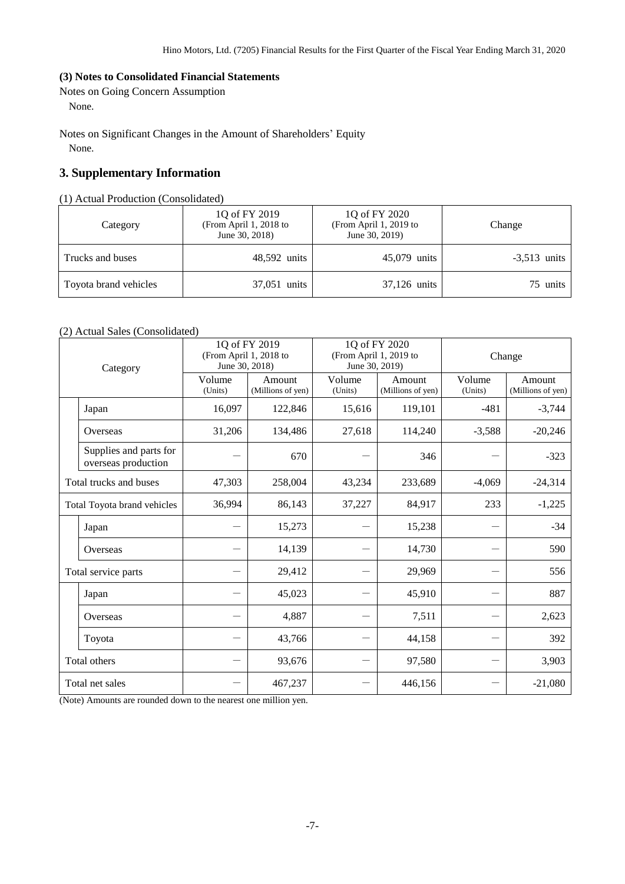### (3) Notes to Consolidated Financial Statements

Notes on Going Concern Assumption

None.

Notes on Significant Changes in the Amount of Shareholders' Equity

None.

## 3. Supplementary Information

(1) Actual Production (Consolidated)

| Category | 1Q of FY 2019 (From April 1, 2018 to June 30, 2018) | 1Q of FY 2020 (From April 1, 2019 to June 30, 2019) | Change |
|---|---|---|---|
| Trucks and buses | 48,592 units | 45,079 units | -3,513 units |
| Toyota brand vehicles | 37,051 units | 37,126 units | 75 units |

(2) Actual Sales (Consolidated)

| Category | | 1Q of FY 2019 (From April 1, 2018 to June 30, 2018) | | 1Q of FY 2020 (From April 1, 2019 to June 30, 2019) | | Change | |
|---|---|---|---|---|---|---|---|
| | | Volume (Units) | Amount (Millions of yen) | Volume (Units) | Amount (Millions of yen) | Volume (Units) | Amount (Millions of yen) |
| | Japan | 16,097 | 122,846 | 15,616 | 119,101 | -481 | -3,744 |
| | Overseas | 31,206 | 134,486 | 27,618 | 114,240 | -3,588 | -20,246 |
| | Supplies and parts for overseas production | ― | 670 | ― | 346 | ― | -323 |
| Total trucks and buses | | 47,303 | 258,004 | 43,234 | 233,689 | -4,069 | -24,314 |
| Total Toyota brand vehicles | | 36,994 | 86,143 | 37,227 | 84,917 | 233 | -1,225 |
| | Japan | ― | 15,273 | ― | 15,238 | ― | -34 |
| | Overseas | ― | 14,139 | ― | 14,730 | ― | 590 |
| Total service parts | | ― | 29,412 | ― | 29,969 | ― | 556 |
| | Japan | ― | 45,023 | ― | 45,910 | ― | 887 |
| | Overseas | ― | 4,887 | ― | 7,511 | ― | 2,623 |
| | Toyota | ― | 43,766 | ― | 44,158 | ― | 392 |
| Total others | | ― | 93,676 | ― | 97,580 | ― | 3,903 |
| Total net sales | | ― | 467,237 | ― | 446,156 | ― | -21,080 |

(Note) Amounts are rounded down to the nearest one million yen.